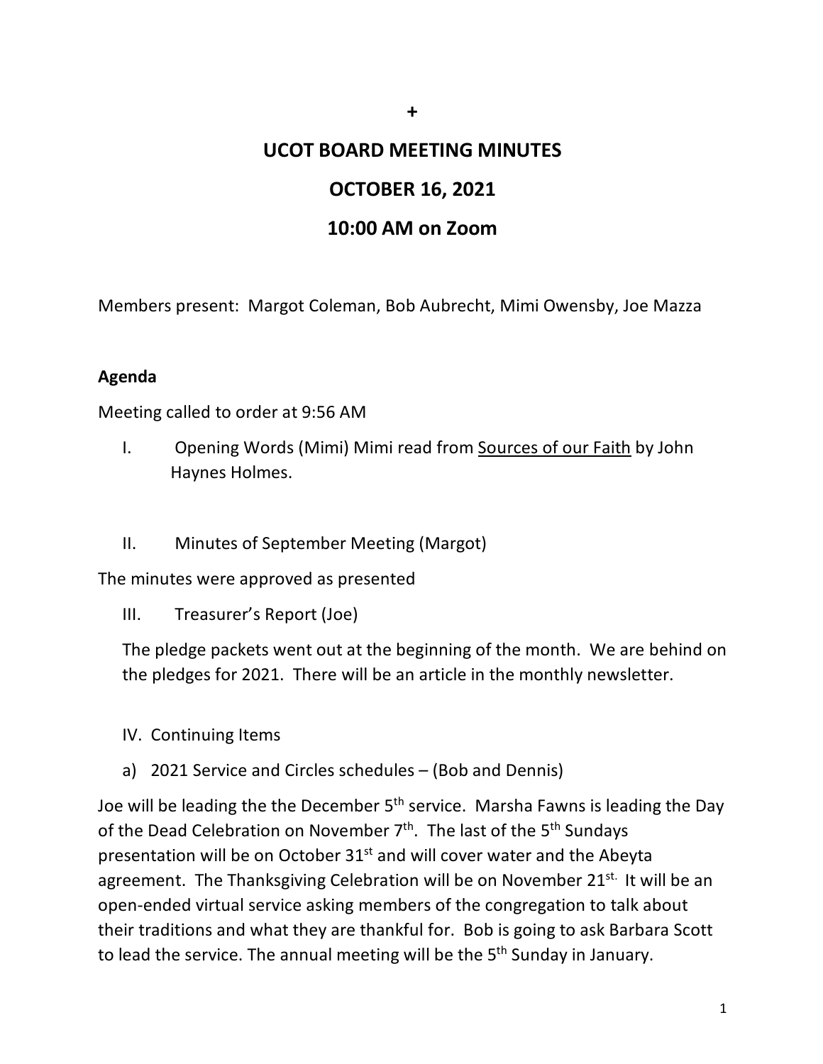+

# UCOT BOARD MEETING MINUTES

## OCTOBER 16, 2021

## 10:00 AM on Zoom

Members present: Margot Coleman, Bob Aubrecht, Mimi Owensby, Joe Mazza

**Agenda**

Meeting called to order at 9:56 AM

I. Opening Words (Mimi) Mimi read from Sources of our Faith by John Haynes Holmes.

II. Minutes of September Meeting (Margot)

The minutes were approved as presented

III. Treasurer's Report (Joe)

The pledge packets went out at the beginning of the month. We are behind on the pledges for 2021. There will be an article in the monthly newsletter.

IV. Continuing Items

a) 2021 Service and Circles schedules – (Bob and Dennis)

Joe will be leading the the December 5th service. Marsha Fawns is leading the Day of the Dead Celebration on November 7th. The last of the 5th Sundays presentation will be on October 31st and will cover water and the Abeyta agreement. The Thanksgiving Celebration will be on November 21st. It will be an open-ended virtual service asking members of the congregation to talk about their traditions and what they are thankful for. Bob is going to ask Barbara Scott to lead the service. The annual meeting will be the 5th Sunday in January.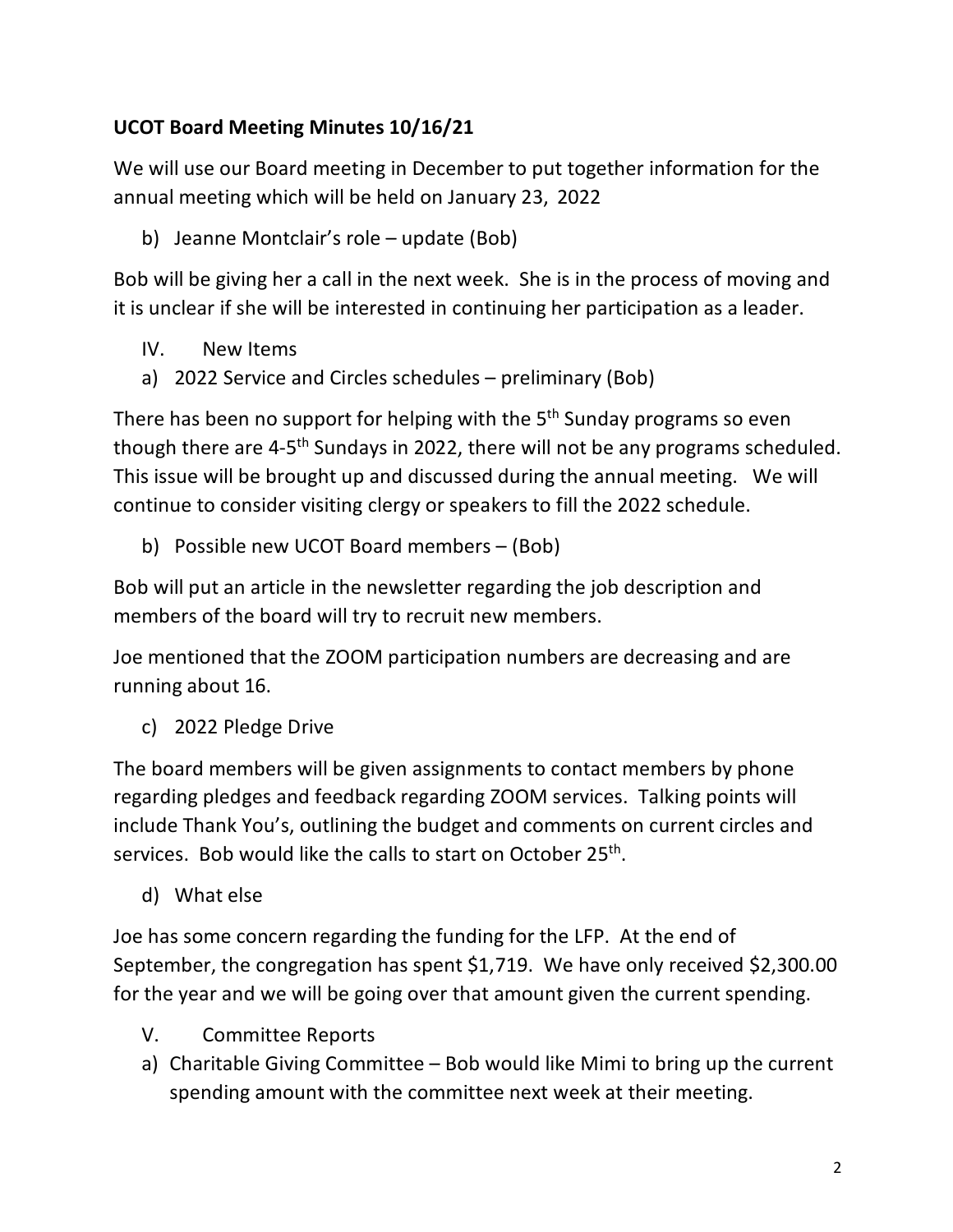**UCOT Board Meeting Minutes 10/16/21**

We will use our Board meeting in December to put together information for the annual meeting which will be held on January 23, 2022

b) Jeanne Montclair's role – update (Bob)

Bob will be giving her a call in the next week. She is in the process of moving and it is unclear if she will be interested in continuing her participation as a leader.

IV. New Items

a) 2022 Service and Circles schedules – preliminary (Bob)

There has been no support for helping with the 5th Sunday programs so even though there are 4-5th Sundays in 2022, there will not be any programs scheduled. This issue will be brought up and discussed during the annual meeting. We will continue to consider visiting clergy or speakers to fill the 2022 schedule.

b) Possible new UCOT Board members – (Bob)

Bob will put an article in the newsletter regarding the job description and members of the board will try to recruit new members.

Joe mentioned that the ZOOM participation numbers are decreasing and are running about 16.

c) 2022 Pledge Drive

The board members will be given assignments to contact members by phone regarding pledges and feedback regarding ZOOM services. Talking points will include Thank You's, outlining the budget and comments on current circles and services. Bob would like the calls to start on October 25th.

d) What else

Joe has some concern regarding the funding for the LFP. At the end of September, the congregation has spent $1,719. We have only received $2,300.00 for the year and we will be going over that amount given the current spending.

V. Committee Reports

a) Charitable Giving Committee – Bob would like Mimi to bring up the current spending amount with the committee next week at their meeting.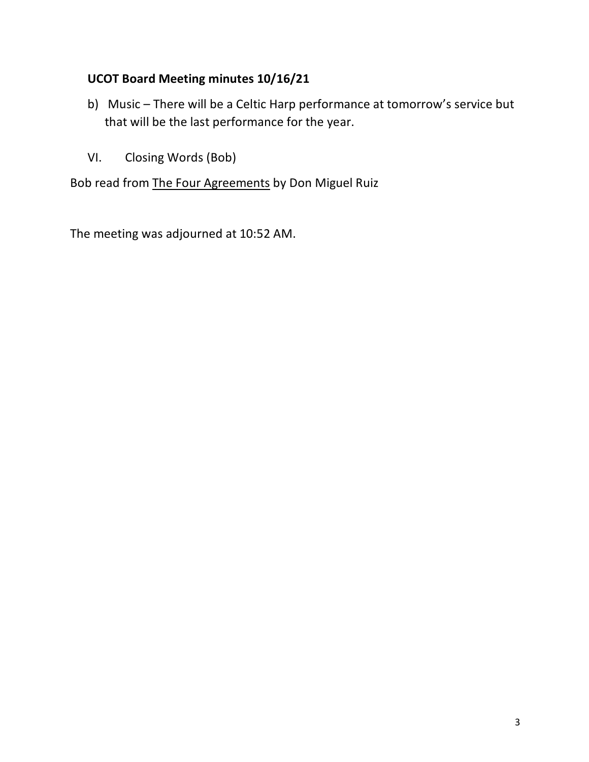**UCOT Board Meeting minutes 10/16/21**

b) Music – There will be a Celtic Harp performance at tomorrow's service but that will be the last performance for the year.

VI. Closing Words (Bob)

Bob read from The Four Agreements by Don Miguel Ruiz

The meeting was adjourned at 10:52 AM.